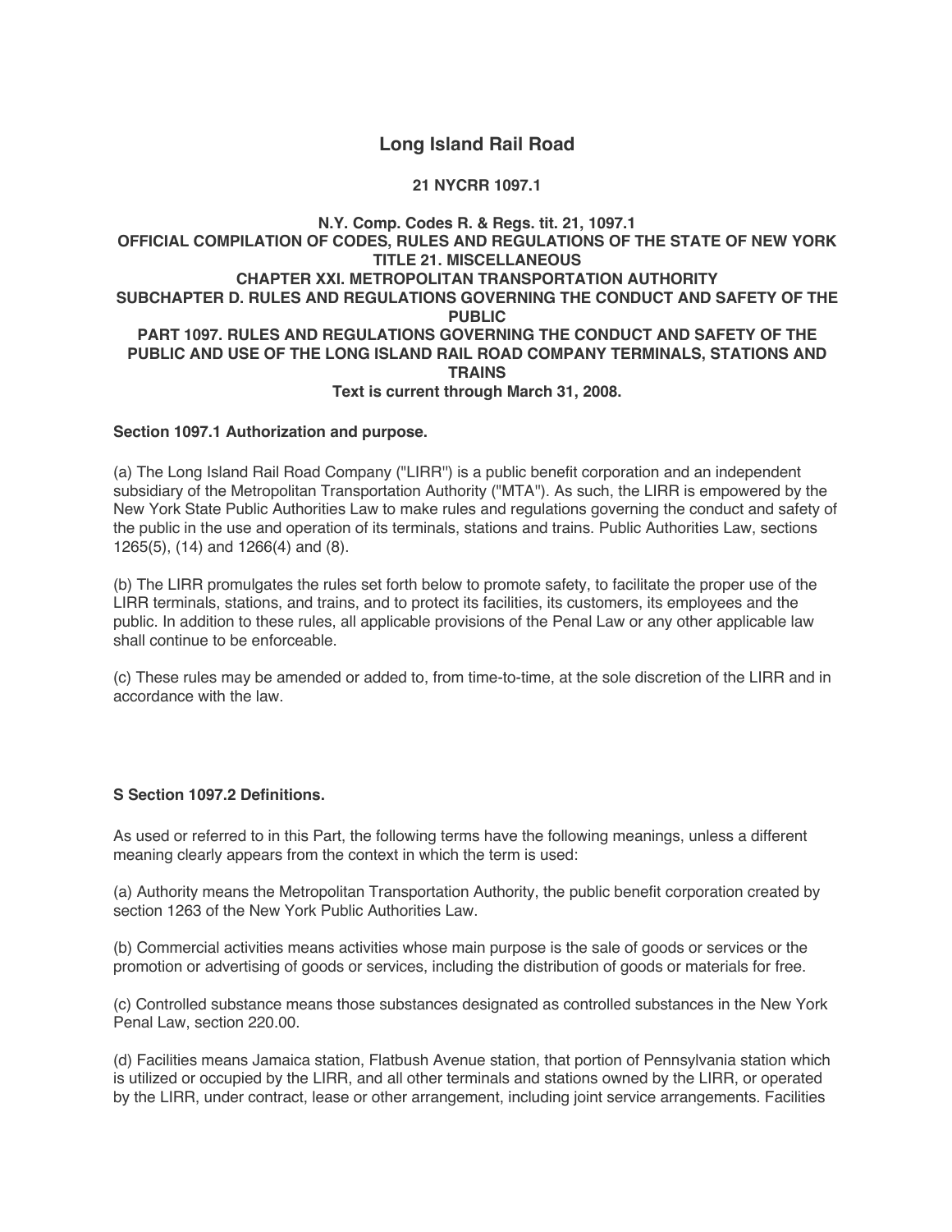# Long Island Rail Road

**21 NYCRR 1097.1**

**N.Y. Comp. Codes R. & Regs. tit. 21, 1097.1**
**OFFICIAL COMPILATION OF CODES, RULES AND REGULATIONS OF THE STATE OF NEW YORK**
**TITLE 21. MISCELLANEOUS**
**CHAPTER XXI. METROPOLITAN TRANSPORTATION AUTHORITY**
**SUBCHAPTER D. RULES AND REGULATIONS GOVERNING THE CONDUCT AND SAFETY OF THE PUBLIC**
**PART 1097. RULES AND REGULATIONS GOVERNING THE CONDUCT AND SAFETY OF THE PUBLIC AND USE OF THE LONG ISLAND RAIL ROAD COMPANY TERMINALS, STATIONS AND TRAINS**
**Text is current through March 31, 2008.**

**Section 1097.1 Authorization and purpose.**

(a) The Long Island Rail Road Company ("LIRR") is a public benefit corporation and an independent subsidiary of the Metropolitan Transportation Authority ("MTA"). As such, the LIRR is empowered by the New York State Public Authorities Law to make rules and regulations governing the conduct and safety of the public in the use and operation of its terminals, stations and trains. Public Authorities Law, sections 1265(5), (14) and 1266(4) and (8).

(b) The LIRR promulgates the rules set forth below to promote safety, to facilitate the proper use of the LIRR terminals, stations, and trains, and to protect its facilities, its customers, its employees and the public. In addition to these rules, all applicable provisions of the Penal Law or any other applicable law shall continue to be enforceable.

(c) These rules may be amended or added to, from time-to-time, at the sole discretion of the LIRR and in accordance with the law.

**S Section 1097.2 Definitions.**

As used or referred to in this Part, the following terms have the following meanings, unless a different meaning clearly appears from the context in which the term is used:

(a) Authority means the Metropolitan Transportation Authority, the public benefit corporation created by section 1263 of the New York Public Authorities Law.

(b) Commercial activities means activities whose main purpose is the sale of goods or services or the promotion or advertising of goods or services, including the distribution of goods or materials for free.

(c) Controlled substance means those substances designated as controlled substances in the New York Penal Law, section 220.00.

(d) Facilities means Jamaica station, Flatbush Avenue station, that portion of Pennsylvania station which is utilized or occupied by the LIRR, and all other terminals and stations owned by the LIRR, or operated by the LIRR, under contract, lease or other arrangement, including joint service arrangements. Facilities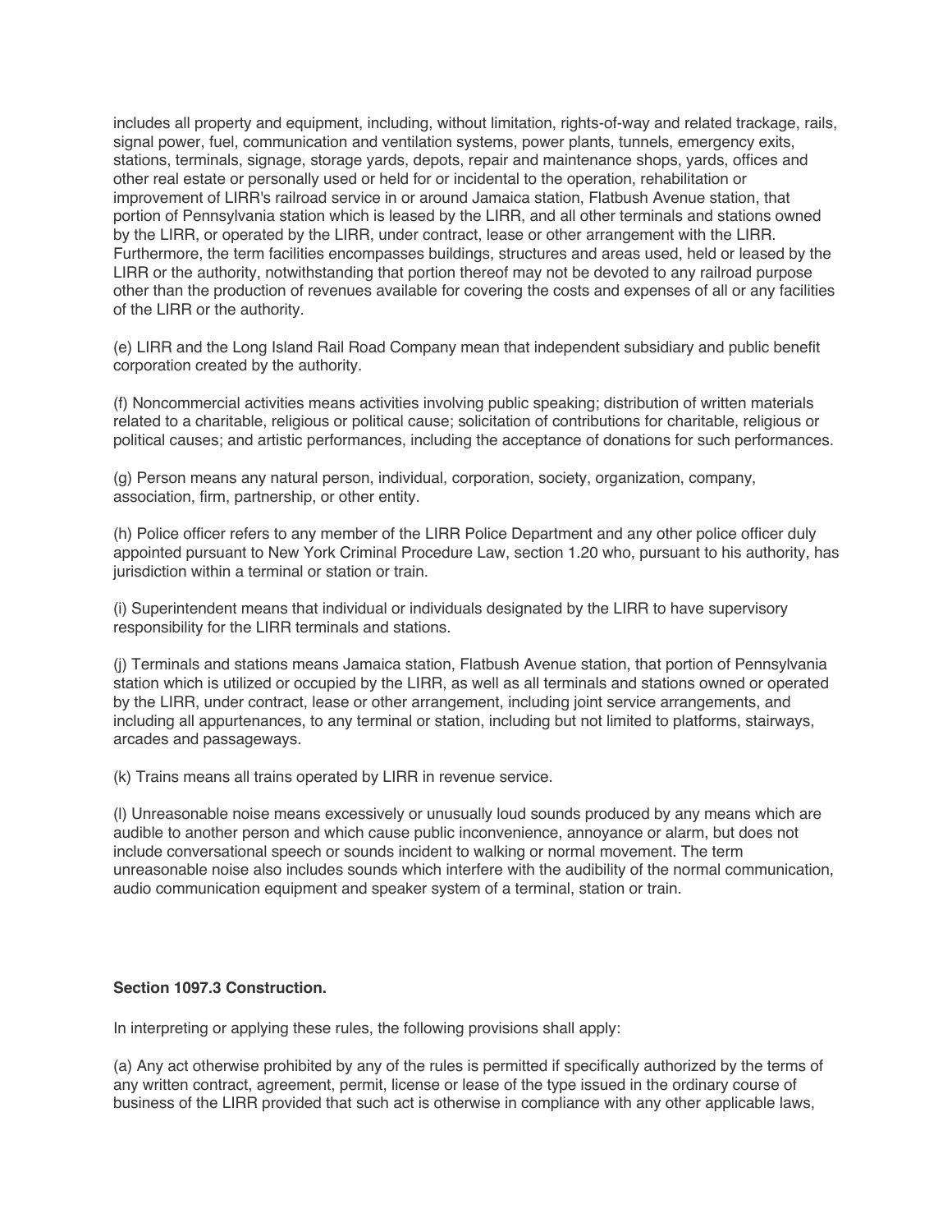includes all property and equipment, including, without limitation, rights-of-way and related trackage, rails, signal power, fuel, communication and ventilation systems, power plants, tunnels, emergency exits, stations, terminals, signage, storage yards, depots, repair and maintenance shops, yards, offices and other real estate or personally used or held for or incidental to the operation, rehabilitation or improvement of LIRR's railroad service in or around Jamaica station, Flatbush Avenue station, that portion of Pennsylvania station which is leased by the LIRR, and all other terminals and stations owned by the LIRR, or operated by the LIRR, under contract, lease or other arrangement with the LIRR. Furthermore, the term facilities encompasses buildings, structures and areas used, held or leased by the LIRR or the authority, notwithstanding that portion thereof may not be devoted to any railroad purpose other than the production of revenues available for covering the costs and expenses of all or any facilities of the LIRR or the authority.

(e) LIRR and the Long Island Rail Road Company mean that independent subsidiary and public benefit corporation created by the authority.

(f) Noncommercial activities means activities involving public speaking; distribution of written materials related to a charitable, religious or political cause; solicitation of contributions for charitable, religious or political causes; and artistic performances, including the acceptance of donations for such performances.

(g) Person means any natural person, individual, corporation, society, organization, company, association, firm, partnership, or other entity.

(h) Police officer refers to any member of the LIRR Police Department and any other police officer duly appointed pursuant to New York Criminal Procedure Law, section 1.20 who, pursuant to his authority, has jurisdiction within a terminal or station or train.

(i) Superintendent means that individual or individuals designated by the LIRR to have supervisory responsibility for the LIRR terminals and stations.

(j) Terminals and stations means Jamaica station, Flatbush Avenue station, that portion of Pennsylvania station which is utilized or occupied by the LIRR, as well as all terminals and stations owned or operated by the LIRR, under contract, lease or other arrangement, including joint service arrangements, and including all appurtenances, to any terminal or station, including but not limited to platforms, stairways, arcades and passageways.

(k) Trains means all trains operated by LIRR in revenue service.

(l) Unreasonable noise means excessively or unusually loud sounds produced by any means which are audible to another person and which cause public inconvenience, annoyance or alarm, but does not include conversational speech or sounds incident to walking or normal movement. The term unreasonable noise also includes sounds which interfere with the audibility of the normal communication, audio communication equipment and speaker system of a terminal, station or train.

**Section 1097.3 Construction.**

In interpreting or applying these rules, the following provisions shall apply:

(a) Any act otherwise prohibited by any of the rules is permitted if specifically authorized by the terms of any written contract, agreement, permit, license or lease of the type issued in the ordinary course of business of the LIRR provided that such act is otherwise in compliance with any other applicable laws,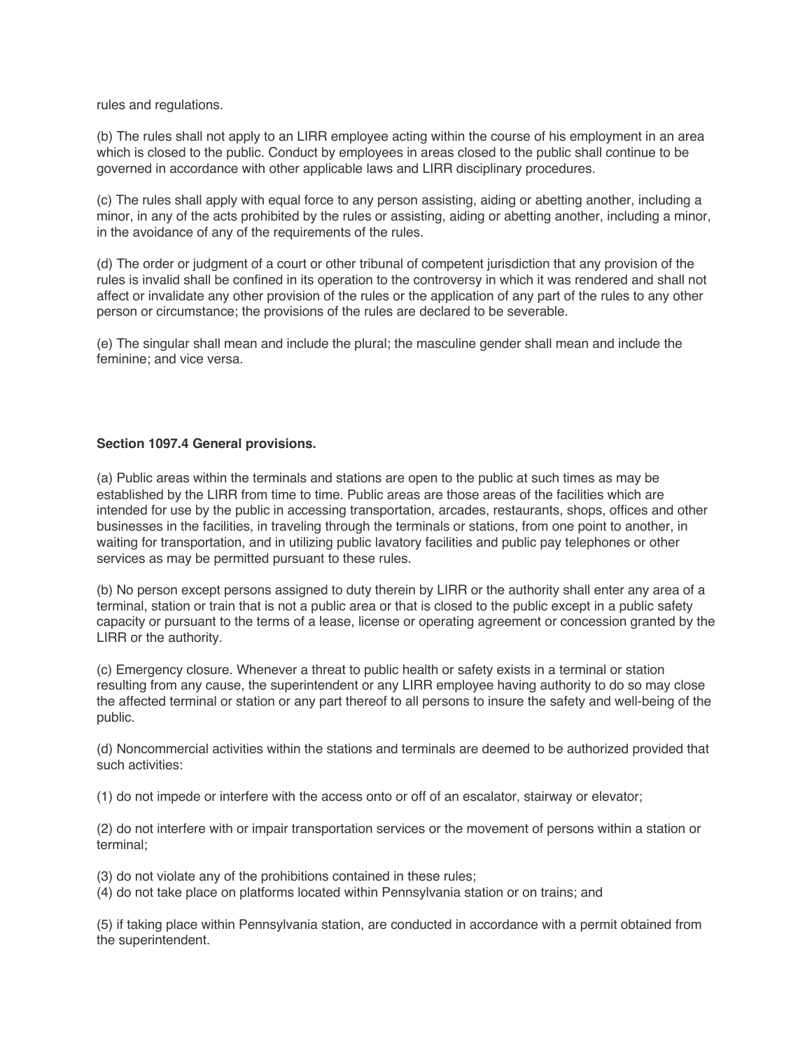rules and regulations.

(b) The rules shall not apply to an LIRR employee acting within the course of his employment in an area which is closed to the public. Conduct by employees in areas closed to the public shall continue to be governed in accordance with other applicable laws and LIRR disciplinary procedures.

(c) The rules shall apply with equal force to any person assisting, aiding or abetting another, including a minor, in any of the acts prohibited by the rules or assisting, aiding or abetting another, including a minor, in the avoidance of any of the requirements of the rules.

(d) The order or judgment of a court or other tribunal of competent jurisdiction that any provision of the rules is invalid shall be confined in its operation to the controversy in which it was rendered and shall not affect or invalidate any other provision of the rules or the application of any part of the rules to any other person or circumstance; the provisions of the rules are declared to be severable.

(e) The singular shall mean and include the plural; the masculine gender shall mean and include the feminine; and vice versa.

**Section 1097.4 General provisions.**

(a) Public areas within the terminals and stations are open to the public at such times as may be established by the LIRR from time to time. Public areas are those areas of the facilities which are intended for use by the public in accessing transportation, arcades, restaurants, shops, offices and other businesses in the facilities, in traveling through the terminals or stations, from one point to another, in waiting for transportation, and in utilizing public lavatory facilities and public pay telephones or other services as may be permitted pursuant to these rules.

(b) No person except persons assigned to duty therein by LIRR or the authority shall enter any area of a terminal, station or train that is not a public area or that is closed to the public except in a public safety capacity or pursuant to the terms of a lease, license or operating agreement or concession granted by the LIRR or the authority.

(c) Emergency closure. Whenever a threat to public health or safety exists in a terminal or station resulting from any cause, the superintendent or any LIRR employee having authority to do so may close the affected terminal or station or any part thereof to all persons to insure the safety and well-being of the public.

(d) Noncommercial activities within the stations and terminals are deemed to be authorized provided that such activities:

(1) do not impede or interfere with the access onto or off of an escalator, stairway or elevator;

(2) do not interfere with or impair transportation services or the movement of persons within a station or terminal;

(3) do not violate any of the prohibitions contained in these rules;

(4) do not take place on platforms located within Pennsylvania station or on trains; and

(5) if taking place within Pennsylvania station, are conducted in accordance with a permit obtained from the superintendent.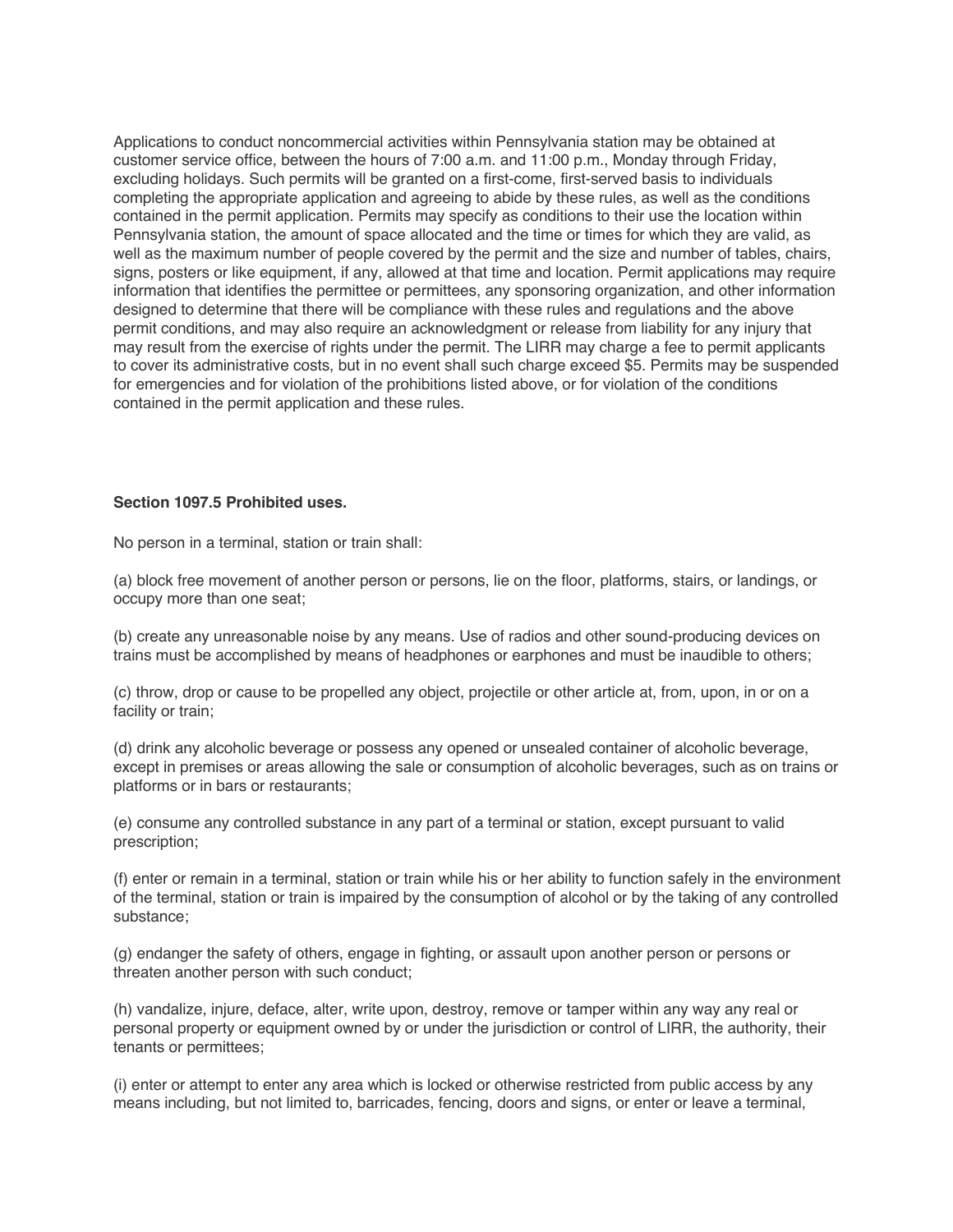Applications to conduct noncommercial activities within Pennsylvania station may be obtained at customer service office, between the hours of 7:00 a.m. and 11:00 p.m., Monday through Friday, excluding holidays. Such permits will be granted on a first-come, first-served basis to individuals completing the appropriate application and agreeing to abide by these rules, as well as the conditions contained in the permit application. Permits may specify as conditions to their use the location within Pennsylvania station, the amount of space allocated and the time or times for which they are valid, as well as the maximum number of people covered by the permit and the size and number of tables, chairs, signs, posters or like equipment, if any, allowed at that time and location. Permit applications may require information that identifies the permittee or permittees, any sponsoring organization, and other information designed to determine that there will be compliance with these rules and regulations and the above permit conditions, and may also require an acknowledgment or release from liability for any injury that may result from the exercise of rights under the permit. The LIRR may charge a fee to permit applicants to cover its administrative costs, but in no event shall such charge exceed $5. Permits may be suspended for emergencies and for violation of the prohibitions listed above, or for violation of the conditions contained in the permit application and these rules.

**Section 1097.5 Prohibited uses.**

No person in a terminal, station or train shall:

(a) block free movement of another person or persons, lie on the floor, platforms, stairs, or landings, or occupy more than one seat;

(b) create any unreasonable noise by any means. Use of radios and other sound-producing devices on trains must be accomplished by means of headphones or earphones and must be inaudible to others;

(c) throw, drop or cause to be propelled any object, projectile or other article at, from, upon, in or on a facility or train;

(d) drink any alcoholic beverage or possess any opened or unsealed container of alcoholic beverage, except in premises or areas allowing the sale or consumption of alcoholic beverages, such as on trains or platforms or in bars or restaurants;

(e) consume any controlled substance in any part of a terminal or station, except pursuant to valid prescription;

(f) enter or remain in a terminal, station or train while his or her ability to function safely in the environment of the terminal, station or train is impaired by the consumption of alcohol or by the taking of any controlled substance;

(g) endanger the safety of others, engage in fighting, or assault upon another person or persons or threaten another person with such conduct;

(h) vandalize, injure, deface, alter, write upon, destroy, remove or tamper within any way any real or personal property or equipment owned by or under the jurisdiction or control of LIRR, the authority, their tenants or permittees;

(i) enter or attempt to enter any area which is locked or otherwise restricted from public access by any means including, but not limited to, barricades, fencing, doors and signs, or enter or leave a terminal,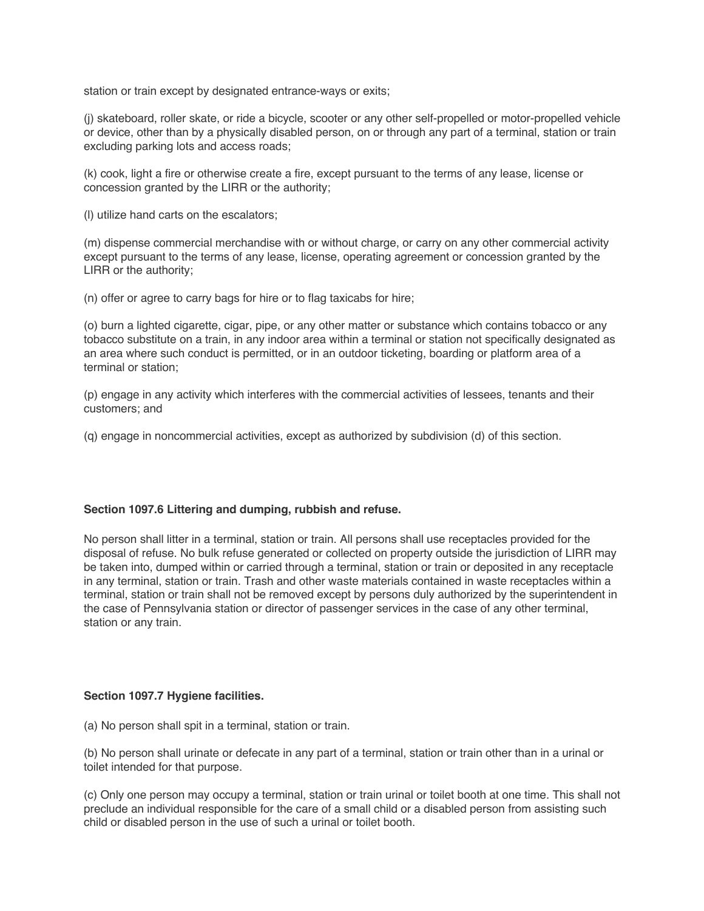station or train except by designated entrance-ways or exits;

(j) skateboard, roller skate, or ride a bicycle, scooter or any other self-propelled or motor-propelled vehicle or device, other than by a physically disabled person, on or through any part of a terminal, station or train excluding parking lots and access roads;

(k) cook, light a fire or otherwise create a fire, except pursuant to the terms of any lease, license or concession granted by the LIRR or the authority;

(l) utilize hand carts on the escalators;

(m) dispense commercial merchandise with or without charge, or carry on any other commercial activity except pursuant to the terms of any lease, license, operating agreement or concession granted by the LIRR or the authority;

(n) offer or agree to carry bags for hire or to flag taxicabs for hire;

(o) burn a lighted cigarette, cigar, pipe, or any other matter or substance which contains tobacco or any tobacco substitute on a train, in any indoor area within a terminal or station not specifically designated as an area where such conduct is permitted, or in an outdoor ticketing, boarding or platform area of a terminal or station;

(p) engage in any activity which interferes with the commercial activities of lessees, tenants and their customers; and

(q) engage in noncommercial activities, except as authorized by subdivision (d) of this section.

**Section 1097.6 Littering and dumping, rubbish and refuse.**

No person shall litter in a terminal, station or train. All persons shall use receptacles provided for the disposal of refuse. No bulk refuse generated or collected on property outside the jurisdiction of LIRR may be taken into, dumped within or carried through a terminal, station or train or deposited in any receptacle in any terminal, station or train. Trash and other waste materials contained in waste receptacles within a terminal, station or train shall not be removed except by persons duly authorized by the superintendent in the case of Pennsylvania station or director of passenger services in the case of any other terminal, station or any train.

**Section 1097.7 Hygiene facilities.**

(a) No person shall spit in a terminal, station or train.

(b) No person shall urinate or defecate in any part of a terminal, station or train other than in a urinal or toilet intended for that purpose.

(c) Only one person may occupy a terminal, station or train urinal or toilet booth at one time. This shall not preclude an individual responsible for the care of a small child or a disabled person from assisting such child or disabled person in the use of such a urinal or toilet booth.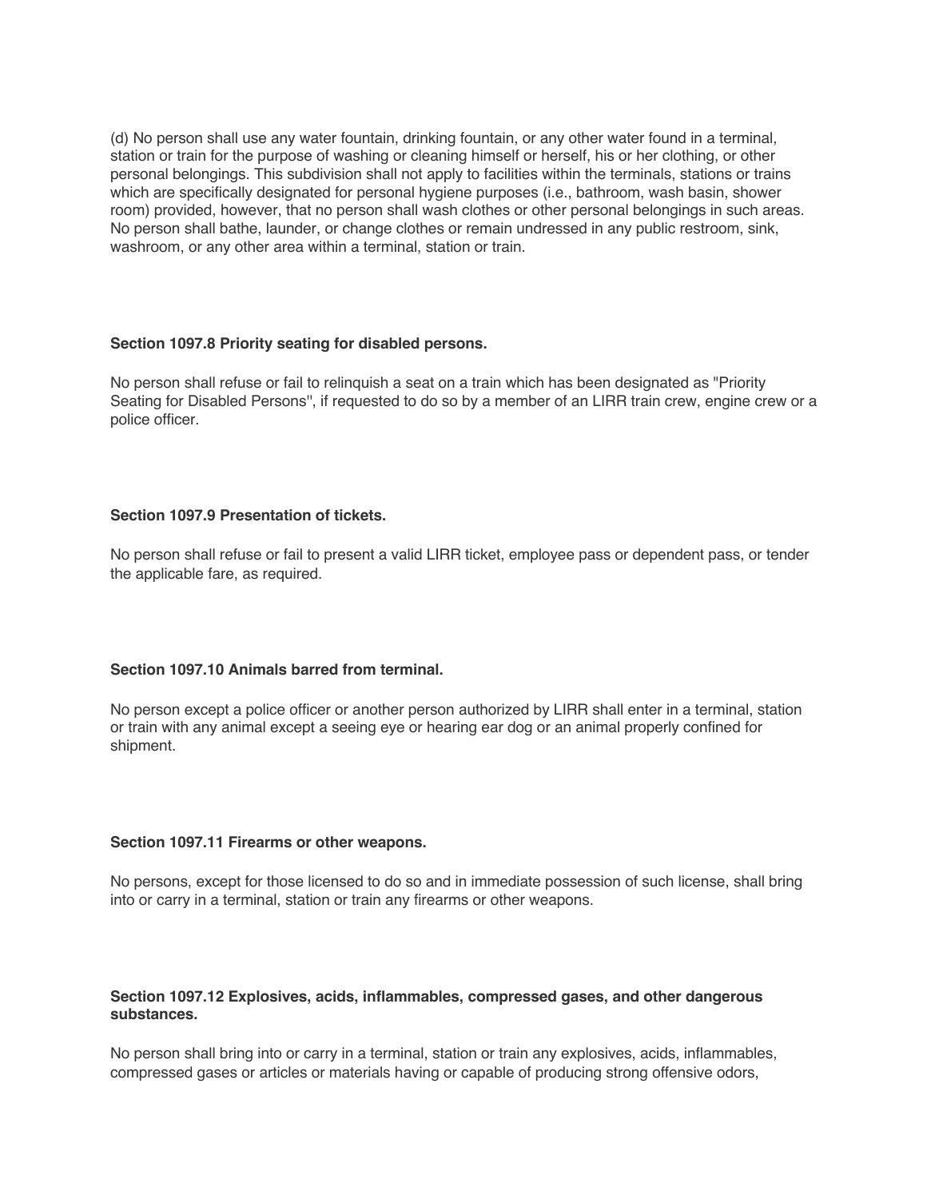(d) No person shall use any water fountain, drinking fountain, or any other water found in a terminal, station or train for the purpose of washing or cleaning himself or herself, his or her clothing, or other personal belongings. This subdivision shall not apply to facilities within the terminals, stations or trains which are specifically designated for personal hygiene purposes (i.e., bathroom, wash basin, shower room) provided, however, that no person shall wash clothes or other personal belongings in such areas. No person shall bathe, launder, or change clothes or remain undressed in any public restroom, sink, washroom, or any other area within a terminal, station or train.

**Section 1097.8 Priority seating for disabled persons.**

No person shall refuse or fail to relinquish a seat on a train which has been designated as "Priority Seating for Disabled Persons", if requested to do so by a member of an LIRR train crew, engine crew or a police officer.

**Section 1097.9 Presentation of tickets.**

No person shall refuse or fail to present a valid LIRR ticket, employee pass or dependent pass, or tender the applicable fare, as required.

**Section 1097.10 Animals barred from terminal.**

No person except a police officer or another person authorized by LIRR shall enter in a terminal, station or train with any animal except a seeing eye or hearing ear dog or an animal properly confined for shipment.

**Section 1097.11 Firearms or other weapons.**

No persons, except for those licensed to do so and in immediate possession of such license, shall bring into or carry in a terminal, station or train any firearms or other weapons.

**Section 1097.12 Explosives, acids, inflammables, compressed gases, and other dangerous substances.**

No person shall bring into or carry in a terminal, station or train any explosives, acids, inflammables, compressed gases or articles or materials having or capable of producing strong offensive odors,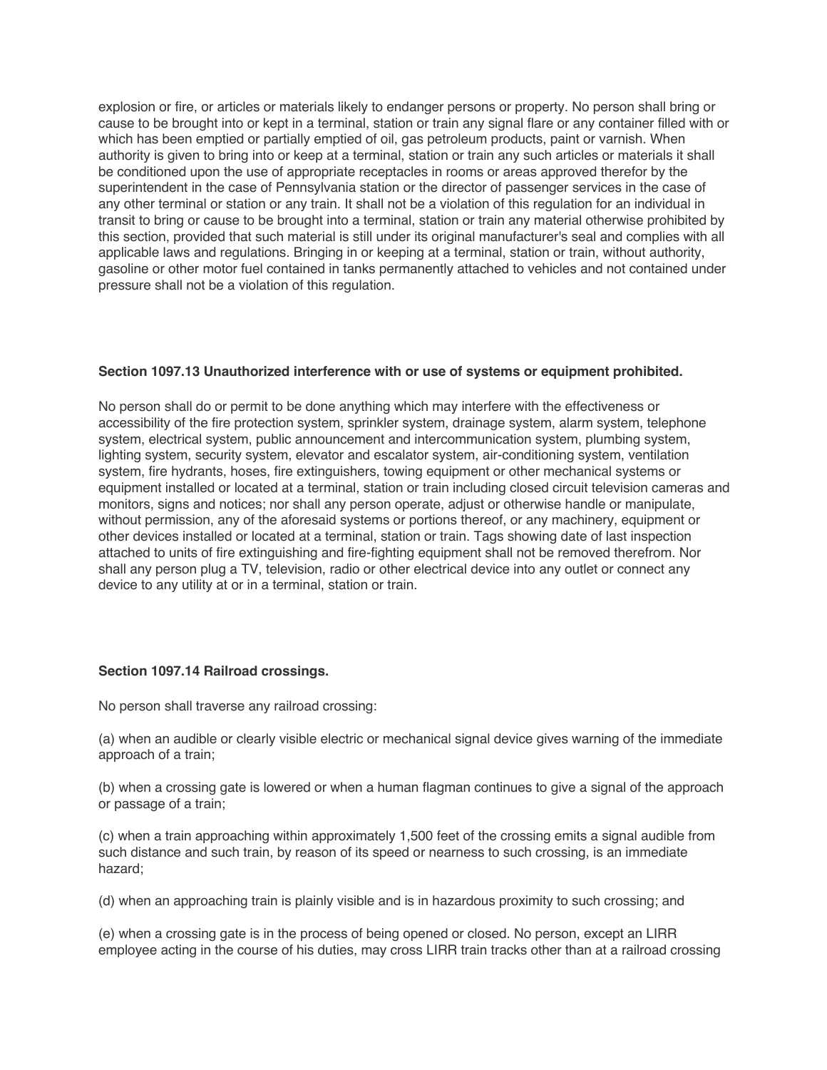explosion or fire, or articles or materials likely to endanger persons or property. No person shall bring or cause to be brought into or kept in a terminal, station or train any signal flare or any container filled with or which has been emptied or partially emptied of oil, gas petroleum products, paint or varnish. When authority is given to bring into or keep at a terminal, station or train any such articles or materials it shall be conditioned upon the use of appropriate receptacles in rooms or areas approved therefor by the superintendent in the case of Pennsylvania station or the director of passenger services in the case of any other terminal or station or any train. It shall not be a violation of this regulation for an individual in transit to bring or cause to be brought into a terminal, station or train any material otherwise prohibited by this section, provided that such material is still under its original manufacturer's seal and complies with all applicable laws and regulations. Bringing in or keeping at a terminal, station or train, without authority, gasoline or other motor fuel contained in tanks permanently attached to vehicles and not contained under pressure shall not be a violation of this regulation.

**Section 1097.13 Unauthorized interference with or use of systems or equipment prohibited.**

No person shall do or permit to be done anything which may interfere with the effectiveness or accessibility of the fire protection system, sprinkler system, drainage system, alarm system, telephone system, electrical system, public announcement and intercommunication system, plumbing system, lighting system, security system, elevator and escalator system, air-conditioning system, ventilation system, fire hydrants, hoses, fire extinguishers, towing equipment or other mechanical systems or equipment installed or located at a terminal, station or train including closed circuit television cameras and monitors, signs and notices; nor shall any person operate, adjust or otherwise handle or manipulate, without permission, any of the aforesaid systems or portions thereof, or any machinery, equipment or other devices installed or located at a terminal, station or train. Tags showing date of last inspection attached to units of fire extinguishing and fire-fighting equipment shall not be removed therefrom. Nor shall any person plug a TV, television, radio or other electrical device into any outlet or connect any device to any utility at or in a terminal, station or train.

**Section 1097.14 Railroad crossings.**

No person shall traverse any railroad crossing:

(a) when an audible or clearly visible electric or mechanical signal device gives warning of the immediate approach of a train;

(b) when a crossing gate is lowered or when a human flagman continues to give a signal of the approach or passage of a train;

(c) when a train approaching within approximately 1,500 feet of the crossing emits a signal audible from such distance and such train, by reason of its speed or nearness to such crossing, is an immediate hazard;

(d) when an approaching train is plainly visible and is in hazardous proximity to such crossing; and

(e) when a crossing gate is in the process of being opened or closed. No person, except an LIRR employee acting in the course of his duties, may cross LIRR train tracks other than at a railroad crossing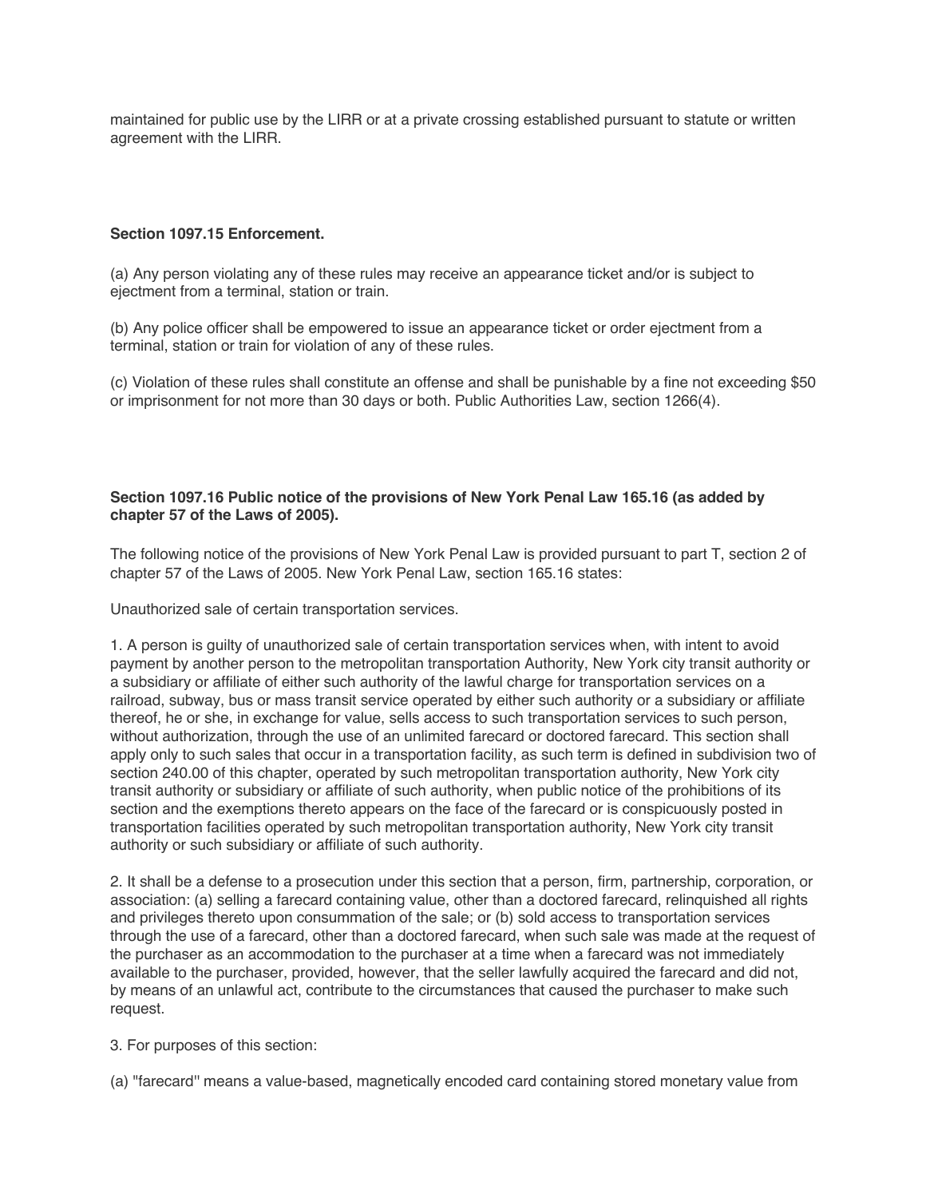maintained for public use by the LIRR or at a private crossing established pursuant to statute or written agreement with the LIRR.

**Section 1097.15 Enforcement.**

(a) Any person violating any of these rules may receive an appearance ticket and/or is subject to ejectment from a terminal, station or train.

(b) Any police officer shall be empowered to issue an appearance ticket or order ejectment from a terminal, station or train for violation of any of these rules.

(c) Violation of these rules shall constitute an offense and shall be punishable by a fine not exceeding $50 or imprisonment for not more than 30 days or both. Public Authorities Law, section 1266(4).

**Section 1097.16 Public notice of the provisions of New York Penal Law 165.16 (as added by chapter 57 of the Laws of 2005).**

The following notice of the provisions of New York Penal Law is provided pursuant to part T, section 2 of chapter 57 of the Laws of 2005. New York Penal Law, section 165.16 states:

Unauthorized sale of certain transportation services.

1. A person is guilty of unauthorized sale of certain transportation services when, with intent to avoid payment by another person to the metropolitan transportation Authority, New York city transit authority or a subsidiary or affiliate of either such authority of the lawful charge for transportation services on a railroad, subway, bus or mass transit service operated by either such authority or a subsidiary or affiliate thereof, he or she, in exchange for value, sells access to such transportation services to such person, without authorization, through the use of an unlimited farecard or doctored farecard. This section shall apply only to such sales that occur in a transportation facility, as such term is defined in subdivision two of section 240.00 of this chapter, operated by such metropolitan transportation authority, New York city transit authority or subsidiary or affiliate of such authority, when public notice of the prohibitions of its section and the exemptions thereto appears on the face of the farecard or is conspicuously posted in transportation facilities operated by such metropolitan transportation authority, New York city transit authority or such subsidiary or affiliate of such authority.

2. It shall be a defense to a prosecution under this section that a person, firm, partnership, corporation, or association: (a) selling a farecard containing value, other than a doctored farecard, relinquished all rights and privileges thereto upon consummation of the sale; or (b) sold access to transportation services through the use of a farecard, other than a doctored farecard, when such sale was made at the request of the purchaser as an accommodation to the purchaser at a time when a farecard was not immediately available to the purchaser, provided, however, that the seller lawfully acquired the farecard and did not, by means of an unlawful act, contribute to the circumstances that caused the purchaser to make such request.

3. For purposes of this section:

(a) "farecard'' means a value-based, magnetically encoded card containing stored monetary value from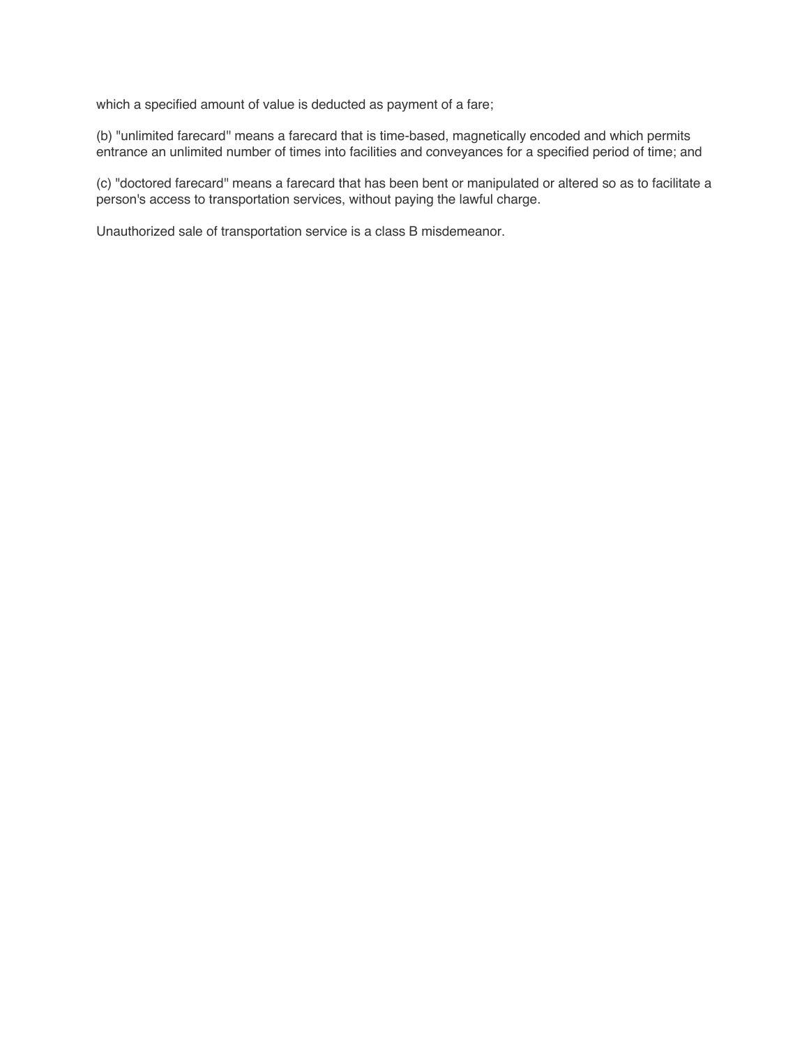which a specified amount of value is deducted as payment of a fare;

(b) "unlimited farecard" means a farecard that is time-based, magnetically encoded and which permits entrance an unlimited number of times into facilities and conveyances for a specified period of time; and

(c) "doctored farecard" means a farecard that has been bent or manipulated or altered so as to facilitate a person's access to transportation services, without paying the lawful charge.

Unauthorized sale of transportation service is a class B misdemeanor.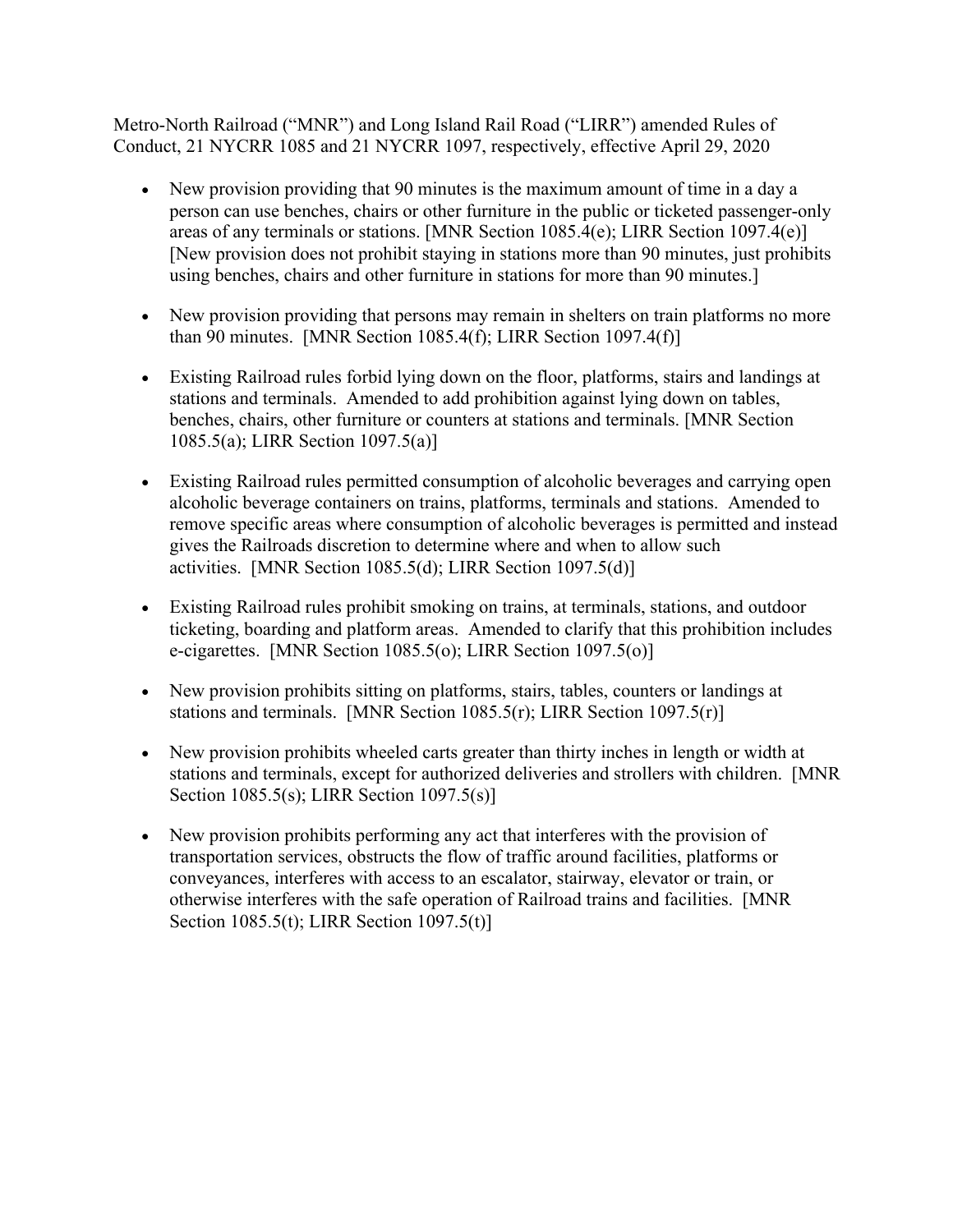Metro-North Railroad (“MNR”) and Long Island Rail Road (“LIRR”) amended Rules of Conduct, 21 NYCRR 1085 and 21 NYCRR 1097, respectively, effective April 29, 2020

- New provision providing that 90 minutes is the maximum amount of time in a day a person can use benches, chairs or other furniture in the public or ticketed passenger-only areas of any terminals or stations. [MNR Section 1085.4(e); LIRR Section 1097.4(e)] [New provision does not prohibit staying in stations more than 90 minutes, just prohibits using benches, chairs and other furniture in stations for more than 90 minutes.]

- New provision providing that persons may remain in shelters on train platforms no more than 90 minutes. [MNR Section 1085.4(f); LIRR Section 1097.4(f)]

- Existing Railroad rules forbid lying down on the floor, platforms, stairs and landings at stations and terminals. Amended to add prohibition against lying down on tables, benches, chairs, other furniture or counters at stations and terminals. [MNR Section 1085.5(a); LIRR Section 1097.5(a)]

- Existing Railroad rules permitted consumption of alcoholic beverages and carrying open alcoholic beverage containers on trains, platforms, terminals and stations. Amended to remove specific areas where consumption of alcoholic beverages is permitted and instead gives the Railroads discretion to determine where and when to allow such activities. [MNR Section 1085.5(d); LIRR Section 1097.5(d)]

- Existing Railroad rules prohibit smoking on trains, at terminals, stations, and outdoor ticketing, boarding and platform areas. Amended to clarify that this prohibition includes e-cigarettes. [MNR Section 1085.5(o); LIRR Section 1097.5(o)]

- New provision prohibits sitting on platforms, stairs, tables, counters or landings at stations and terminals. [MNR Section 1085.5(r); LIRR Section 1097.5(r)]

- New provision prohibits wheeled carts greater than thirty inches in length or width at stations and terminals, except for authorized deliveries and strollers with children. [MNR Section 1085.5(s); LIRR Section 1097.5(s)]

- New provision prohibits performing any act that interferes with the provision of transportation services, obstructs the flow of traffic around facilities, platforms or conveyances, interferes with access to an escalator, stairway, elevator or train, or otherwise interferes with the safe operation of Railroad trains and facilities. [MNR Section 1085.5(t); LIRR Section 1097.5(t)]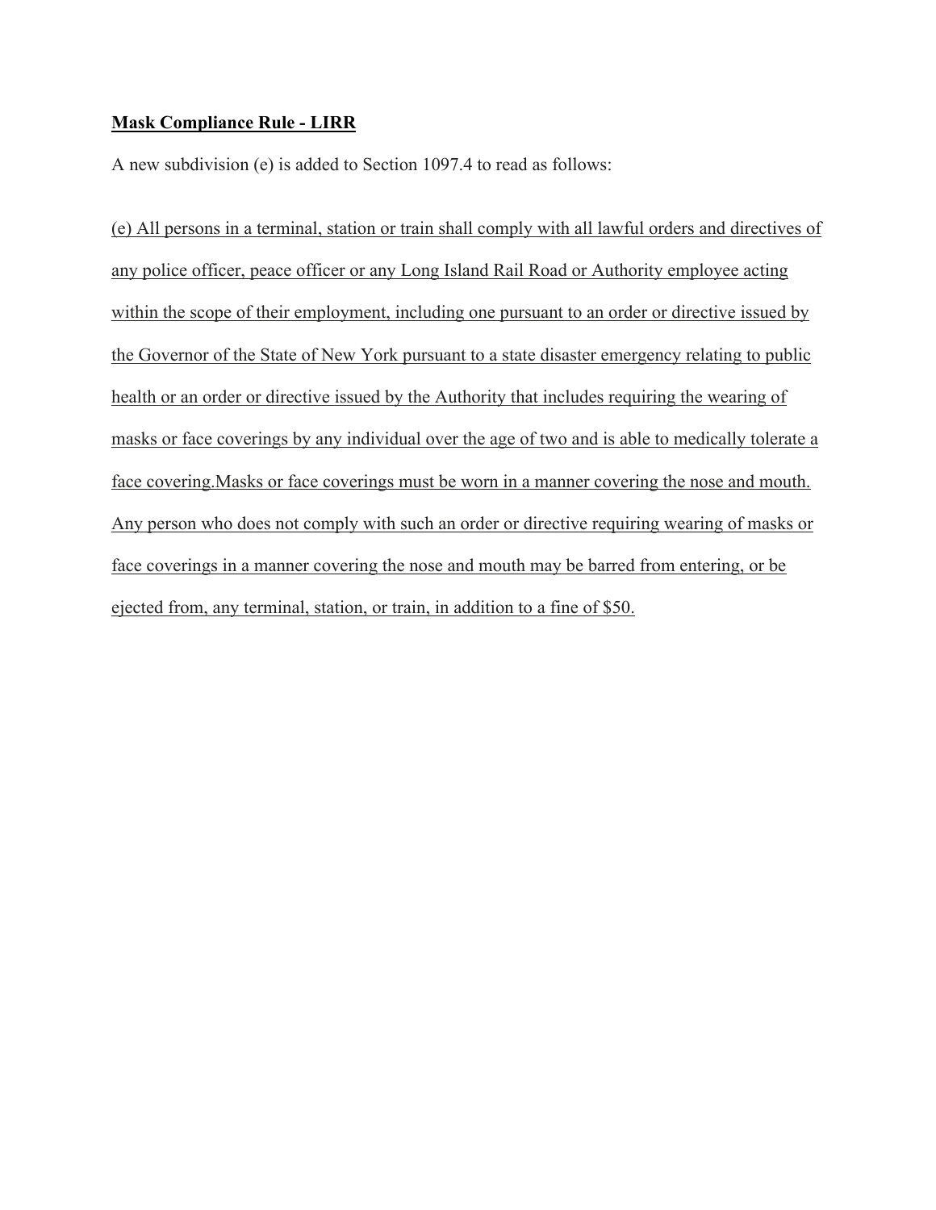**Mask Compliance Rule - LIRR**

A new subdivision (e) is added to Section 1097.4 to read as follows:

(e) All persons in a terminal, station or train shall comply with all lawful orders and directives of any police officer, peace officer or any Long Island Rail Road or Authority employee acting within the scope of their employment, including one pursuant to an order or directive issued by the Governor of the State of New York pursuant to a state disaster emergency relating to public health or an order or directive issued by the Authority that includes requiring the wearing of masks or face coverings by any individual over the age of two and is able to medically tolerate a face covering.Masks or face coverings must be worn in a manner covering the nose and mouth. Any person who does not comply with such an order or directive requiring wearing of masks or face coverings in a manner covering the nose and mouth may be barred from entering, or be ejected from, any terminal, station, or train, in addition to a fine of $50.